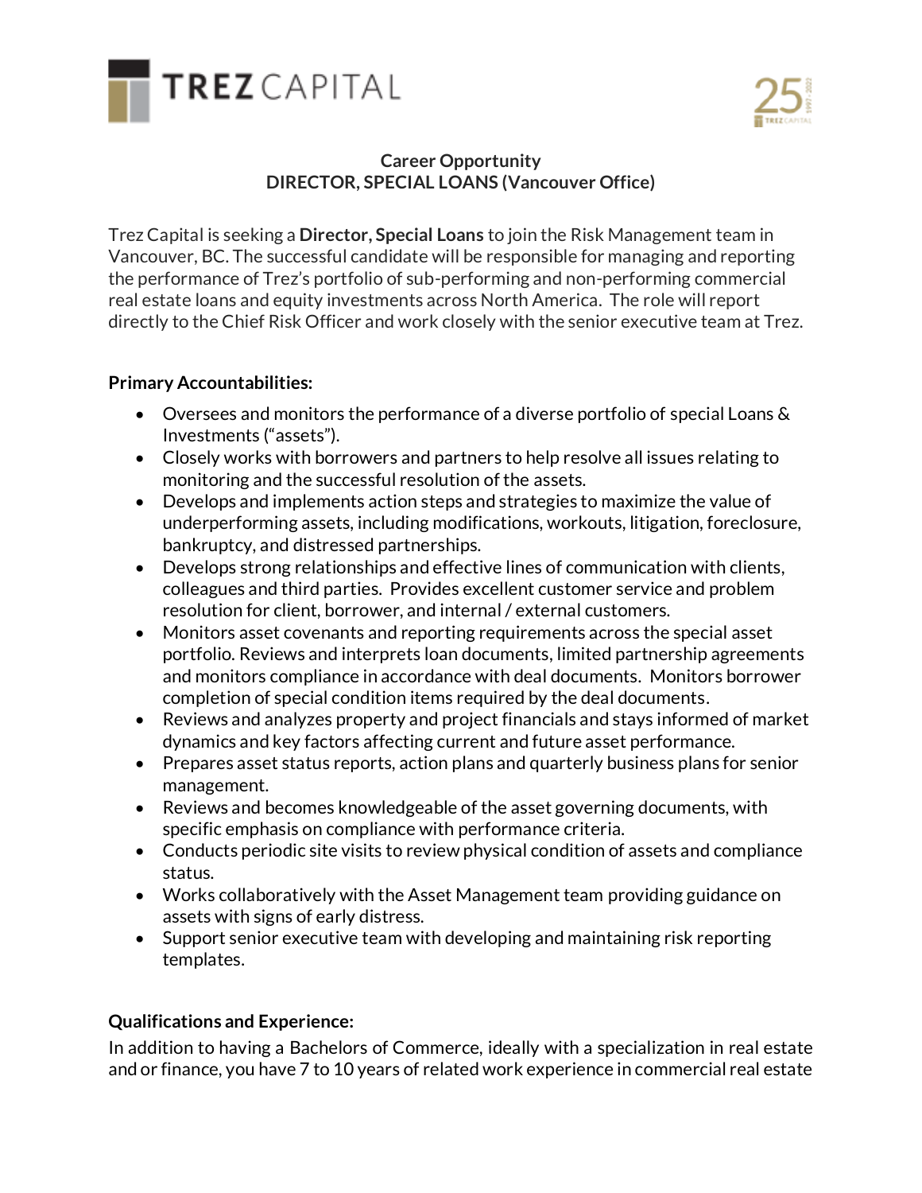**Career Opportunity**
**DIRECTOR, SPECIAL LOANS (Vancouver Office)**

Trez Capital is seeking a **Director, Special Loans** to join the Risk Management team in Vancouver, BC. The successful candidate will be responsible for managing and reporting the performance of Trez's portfolio of sub-performing and non-performing commercial real estate loans and equity investments across North America. The role will report directly to the Chief Risk Officer and work closely with the senior executive team at Trez.

**Primary Accountabilities:**

- Oversees and monitors the performance of a diverse portfolio of special Loans & Investments ("assets").
- Closely works with borrowers and partners to help resolve all issues relating to monitoring and the successful resolution of the assets.
- Develops and implements action steps and strategies to maximize the value of underperforming assets, including modifications, workouts, litigation, foreclosure, bankruptcy, and distressed partnerships.
- Develops strong relationships and effective lines of communication with clients, colleagues and third parties. Provides excellent customer service and problem resolution for client, borrower, and internal / external customers.
- Monitors asset covenants and reporting requirements across the special asset portfolio. Reviews and interprets loan documents, limited partnership agreements and monitors compliance in accordance with deal documents. Monitors borrower completion of special condition items required by the deal documents.
- Reviews and analyzes property and project financials and stays informed of market dynamics and key factors affecting current and future asset performance.
- Prepares asset status reports, action plans and quarterly business plans for senior management.
- Reviews and becomes knowledgeable of the asset governing documents, with specific emphasis on compliance with performance criteria.
- Conducts periodic site visits to review physical condition of assets and compliance status.
- Works collaboratively with the Asset Management team providing guidance on assets with signs of early distress.
- Support senior executive team with developing and maintaining risk reporting templates.

**Qualifications and Experience:**

In addition to having a Bachelors of Commerce, ideally with a specialization in real estate and or finance, you have 7 to 10 years of related work experience in commercial real estate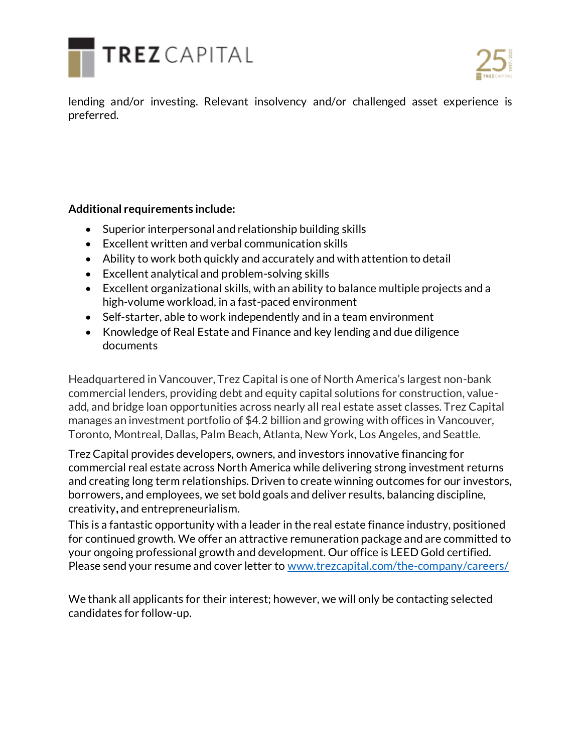lending and/or investing. Relevant insolvency and/or challenged asset experience is preferred.

**Additional requirements include:**

- Superior interpersonal and relationship building skills
- Excellent written and verbal communication skills
- Ability to work both quickly and accurately and with attention to detail
- Excellent analytical and problem-solving skills
- Excellent organizational skills, with an ability to balance multiple projects and a high-volume workload, in a fast-paced environment
- Self-starter, able to work independently and in a team environment
- Knowledge of Real Estate and Finance and key lending and due diligence documents

Headquartered in Vancouver, Trez Capital is one of North America's largest non-bank commercial lenders, providing debt and equity capital solutions for construction, value-add, and bridge loan opportunities across nearly all real estate asset classes. Trez Capital manages an investment portfolio of $4.2 billion and growing with offices in Vancouver, Toronto, Montreal, Dallas, Palm Beach, Atlanta, New York, Los Angeles, and Seattle.

Trez Capital provides developers, owners, and investors innovative financing for commercial real estate across North America while delivering strong investment returns and creating long term relationships. Driven to create winning outcomes for our investors, borrowers, and employees, we set bold goals and deliver results, balancing discipline, creativity, and entrepreneurialism.

This is a fantastic opportunity with a leader in the real estate finance industry, positioned for continued growth. We offer an attractive remuneration package and are committed to your ongoing professional growth and development. Our office is LEED Gold certified. Please send your resume and cover letter to [www.trezcapital.com/the-company/careers/](www.trezcapital.com/the-company/careers/)

We thank all applicants for their interest; however, we will only be contacting selected candidates for follow-up.